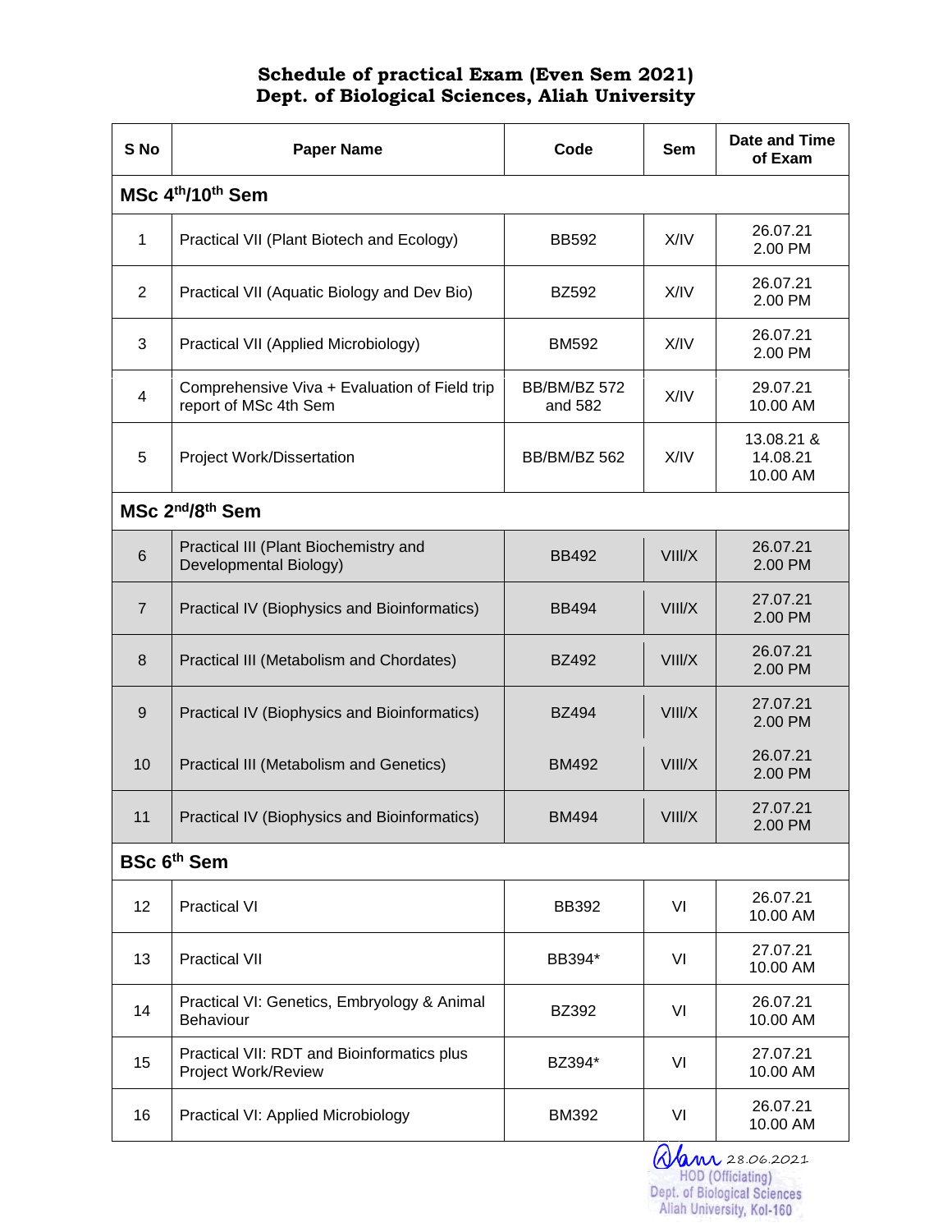**Schedule of practical Exam (Even Sem 2021)**
**Dept. of Biological Sciences, Aliah University**

| S No | Paper Name | Code | Sem | Date and Time of Exam |
|---|---|---|---|---|
| **MSc 4th/10th Sem** | | | | |
| 1 | Practical VII (Plant Biotech and Ecology) | BB592 | X/IV | 26.07.21 2.00 PM |
| 2 | Practical VII (Aquatic Biology and Dev Bio) | BZ592 | X/IV | 26.07.21 2.00 PM |
| 3 | Practical VII (Applied Microbiology) | BM592 | X/IV | 26.07.21 2.00 PM |
| 4 | Comprehensive Viva + Evaluation of Field trip report of MSc 4th Sem | BB/BM/BZ 572 and 582 | X/IV | 29.07.21 10.00 AM |
| 5 | Project Work/Dissertation | BB/BM/BZ 562 | X/IV | 13.08.21 & 14.08.21 10.00 AM |
| **MSc 2nd/8th Sem** | | | | |
| 6 | Practical III (Plant Biochemistry and Developmental Biology) | BB492 | VIII/X | 26.07.21 2.00 PM |
| 7 | Practical IV (Biophysics and Bioinformatics) | BB494 | VIII/X | 27.07.21 2.00 PM |
| 8 | Practical III (Metabolism and Chordates) | BZ492 | VIII/X | 26.07.21 2.00 PM |
| 9 | Practical IV (Biophysics and Bioinformatics) | BZ494 | VIII/X | 27.07.21 2.00 PM |
| 10 | Practical III (Metabolism and Genetics) | BM492 | VIII/X | 26.07.21 2.00 PM |
| 11 | Practical IV (Biophysics and Bioinformatics) | BM494 | VIII/X | 27.07.21 2.00 PM |
| **BSc 6th Sem** | | | | |
| 12 | Practical VI | BB392 | VI | 26.07.21 10.00 AM |
| 13 | Practical VII | BB394* | VI | 27.07.21 10.00 AM |
| 14 | Practical VI: Genetics, Embryology & Animal Behaviour | BZ392 | VI | 26.07.21 10.00 AM |
| 15 | Practical VII: RDT and Bioinformatics plus Project Work/Review | BZ394* | VI | 27.07.21 10.00 AM |
| 16 | Practical VI: Applied Microbiology | BM392 | VI | 26.07.21 10.00 AM |

28.06.2021
HOD (Officiating)
Dept. of Biological Sciences
Aliah University, Kol-160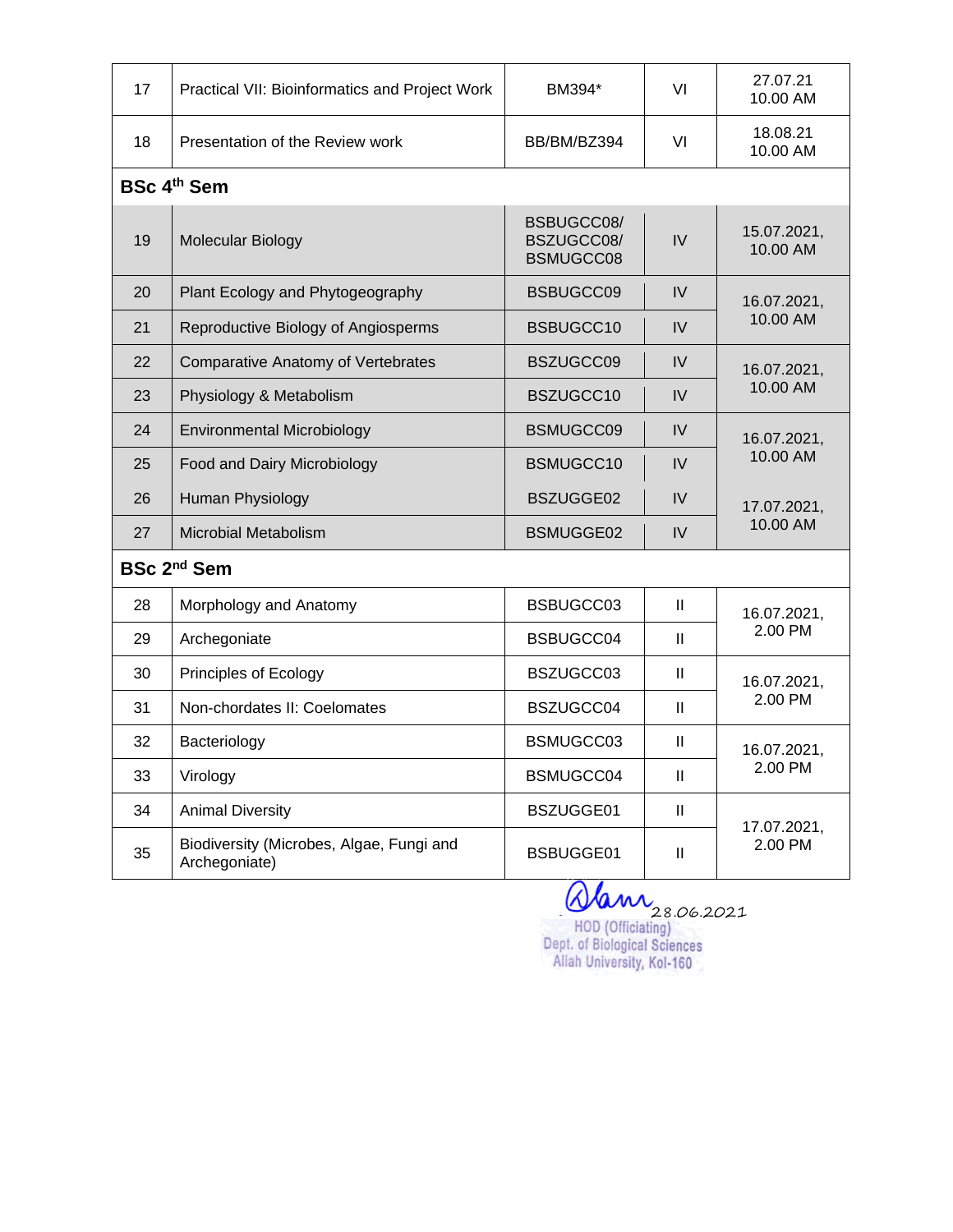| | | | | |
|---|---|---|---|---|
| 17 | Practical VII: Bioinformatics and Project Work | BM394* | VI | 27.07.21 10.00 AM |
| 18 | Presentation of the Review work | BB/BM/BZ394 | VI | 18.08.21 10.00 AM |
| **BSc 4th Sem** | | | | |
| 19 | Molecular Biology | BSBUGCC08/ BSZUGCC08/ BSMUGCC08 | IV | 15.07.2021, 10.00 AM |
| 20 | Plant Ecology and Phytogeography | BSBUGCC09 | IV | 16.07.2021, 10.00 AM |
| 21 | Reproductive Biology of Angiosperms | BSBUGCC10 | IV | |
| 22 | Comparative Anatomy of Vertebrates | BSZUGCC09 | IV | 16.07.2021, 10.00 AM |
| 23 | Physiology & Metabolism | BSZUGCC10 | IV | |
| 24 | Environmental Microbiology | BSMUGCC09 | IV | 16.07.2021, 10.00 AM |
| 25 | Food and Dairy Microbiology | BSMUGCC10 | IV | |
| 26 | Human Physiology | BSZUGGE02 | IV | 17.07.2021, 10.00 AM |
| 27 | Microbial Metabolism | BSMUGGE02 | IV | |
| **BSc 2nd Sem** | | | | |
| 28 | Morphology and Anatomy | BSBUGCC03 | II | 16.07.2021, 2.00 PM |
| 29 | Archegoniate | BSBUGCC04 | II | |
| 30 | Principles of Ecology | BSZUGCC03 | II | 16.07.2021, 2.00 PM |
| 31 | Non-chordates II: Coelomates | BSZUGCC04 | II | |
| 32 | Bacteriology | BSMUGCC03 | II | 16.07.2021, 2.00 PM |
| 33 | Virology | BSMUGCC04 | II | |
| 34 | Animal Diversity | BSZUGGE01 | II | 17.07.2021, 2.00 PM |
| 35 | Biodiversity (Microbes, Algae, Fungi and Archegoniate) | BSBUGGE01 | II | |

Alam 28.06.2021

HOD (Officiating)
Dept. of Biological Sciences
Aliah University, Kol-160